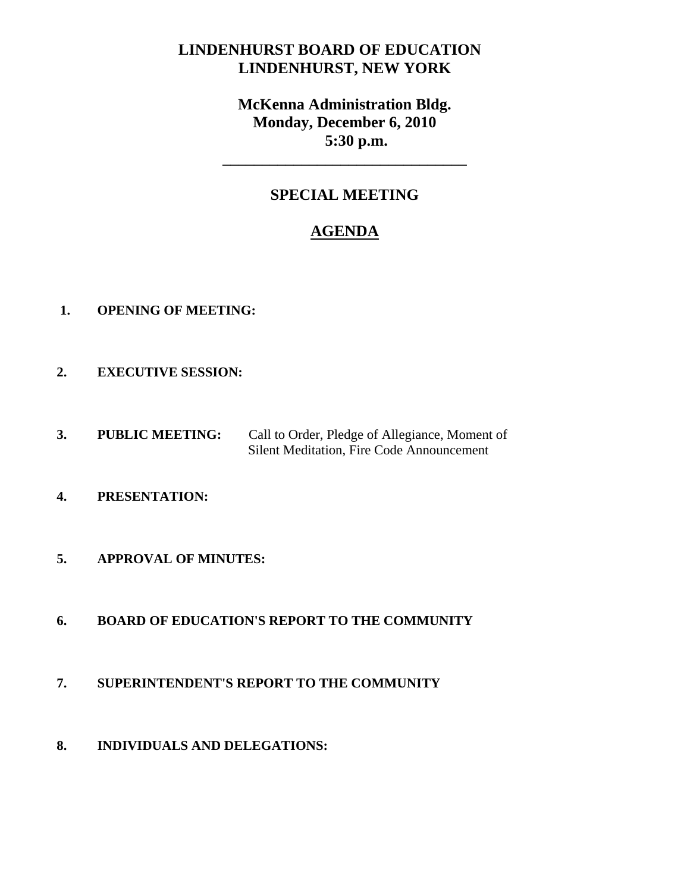# LINDENHURST BOARD OF EDUCATION
# LINDENHURST, NEW YORK

**McKenna Administration Bldg.**
**Monday, December 6, 2010**
**5:30 p.m.**

---

## SPECIAL MEETING

## AGENDA

1. **OPENING OF MEETING:**

2. **EXECUTIVE SESSION:**

3. **PUBLIC MEETING:** Call to Order, Pledge of Allegiance, Moment of Silent Meditation, Fire Code Announcement

4. **PRESENTATION:**

5. **APPROVAL OF MINUTES:**

6. **BOARD OF EDUCATION'S REPORT TO THE COMMUNITY**

7. **SUPERINTENDENT'S REPORT TO THE COMMUNITY**

8. **INDIVIDUALS AND DELEGATIONS:**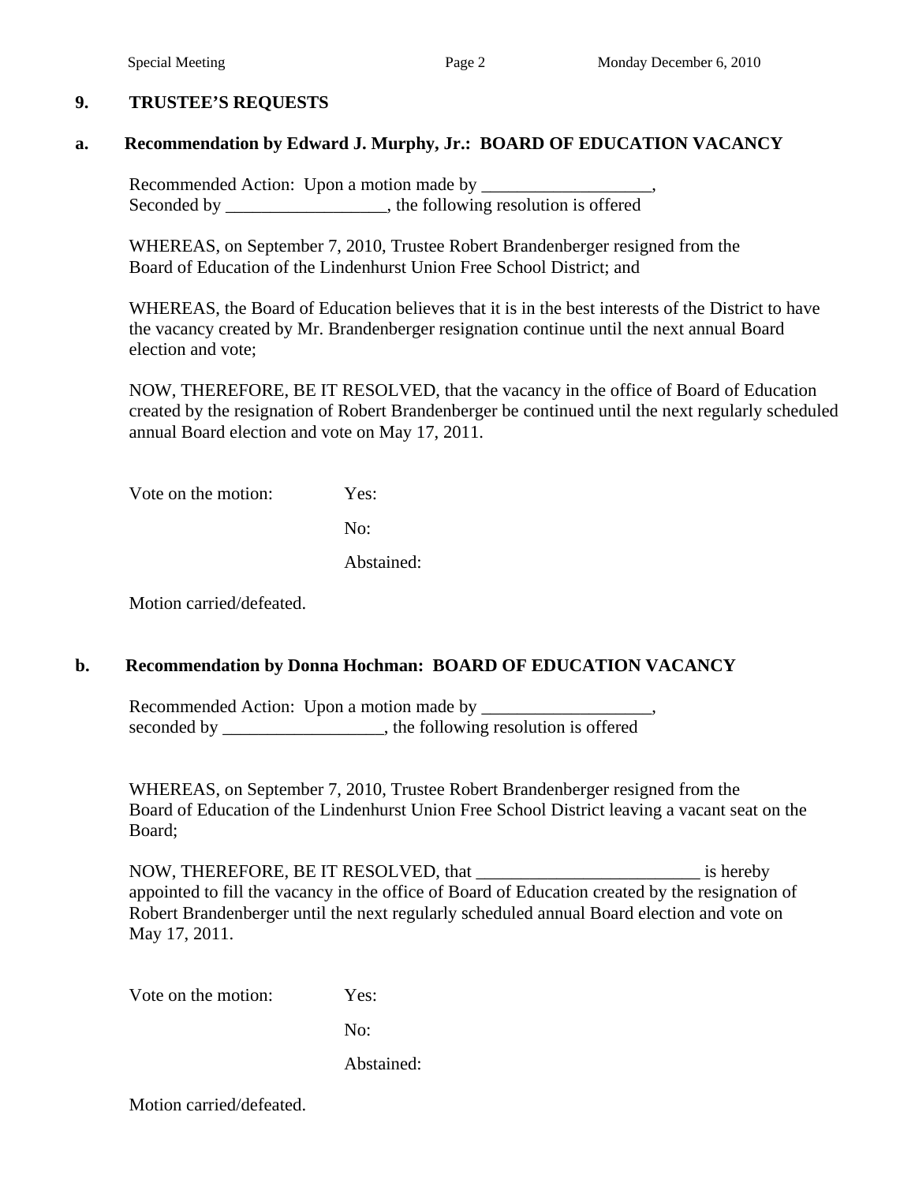## 9. TRUSTEE'S REQUESTS

### a. Recommendation by Edward J. Murphy, Jr.: BOARD OF EDUCATION VACANCY

Recommended Action: Upon a motion made by ___________________,
Seconded by __________________, the following resolution is offered

WHEREAS, on September 7, 2010, Trustee Robert Brandenberger resigned from the Board of Education of the Lindenhurst Union Free School District; and

WHEREAS, the Board of Education believes that it is in the best interests of the District to have the vacancy created by Mr. Brandenberger resignation continue until the next annual Board election and vote;

NOW, THEREFORE, BE IT RESOLVED, that the vacancy in the office of Board of Education created by the resignation of Robert Brandenberger be continued until the next regularly scheduled annual Board election and vote on May 17, 2011.

Vote on the motion: Yes:

No:

Abstained:

Motion carried/defeated.

### b. Recommendation by Donna Hochman: BOARD OF EDUCATION VACANCY

Recommended Action: Upon a motion made by ___________________,
seconded by __________________, the following resolution is offered

WHEREAS, on September 7, 2010, Trustee Robert Brandenberger resigned from the Board of Education of the Lindenhurst Union Free School District leaving a vacant seat on the Board;

NOW, THEREFORE, BE IT RESOLVED, that _________________________ is hereby appointed to fill the vacancy in the office of Board of Education created by the resignation of Robert Brandenberger until the next regularly scheduled annual Board election and vote on May 17, 2011.

Vote on the motion: Yes:

No:

Abstained:

Motion carried/defeated.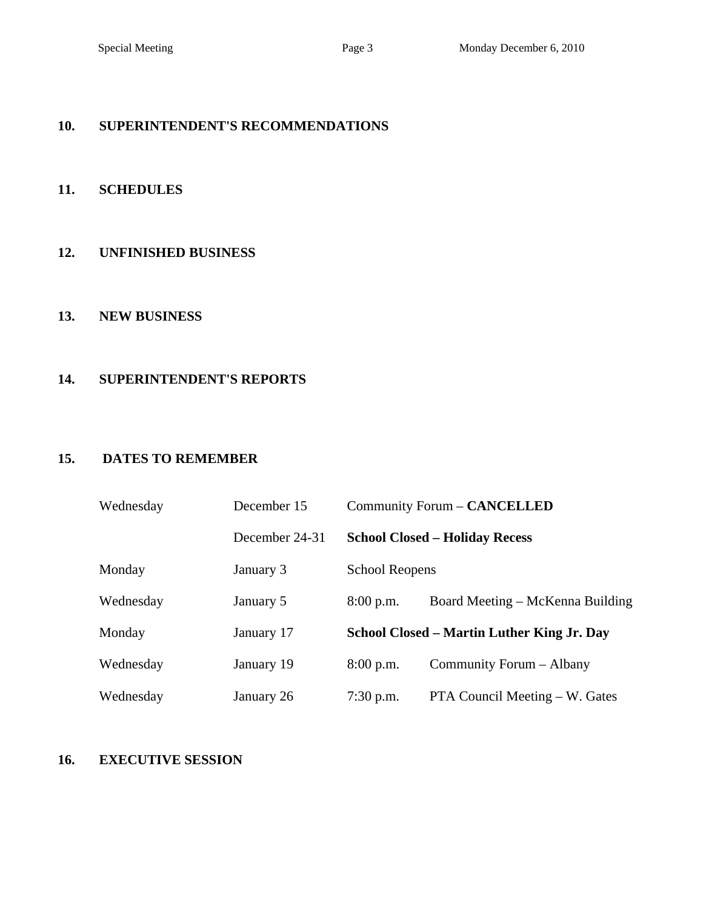## 10. SUPERINTENDENT'S RECOMMENDATIONS

## 11. SCHEDULES

## 12. UNFINISHED BUSINESS

## 13. NEW BUSINESS

## 14. SUPERINTENDENT'S REPORTS

## 15. DATES TO REMEMBER

| | | | |
|---|---|---|---|
| Wednesday | December 15 | Community Forum – **CANCELLED** | |
| | December 24-31 | **School Closed – Holiday Recess** | |
| Monday | January 3 | School Reopens | |
| Wednesday | January 5 | 8:00 p.m. | Board Meeting – McKenna Building |
| Monday | January 17 | **School Closed – Martin Luther King Jr. Day** | |
| Wednesday | January 19 | 8:00 p.m. | Community Forum – Albany |
| Wednesday | January 26 | 7:30 p.m. | PTA Council Meeting – W. Gates |

## 16. EXECUTIVE SESSION